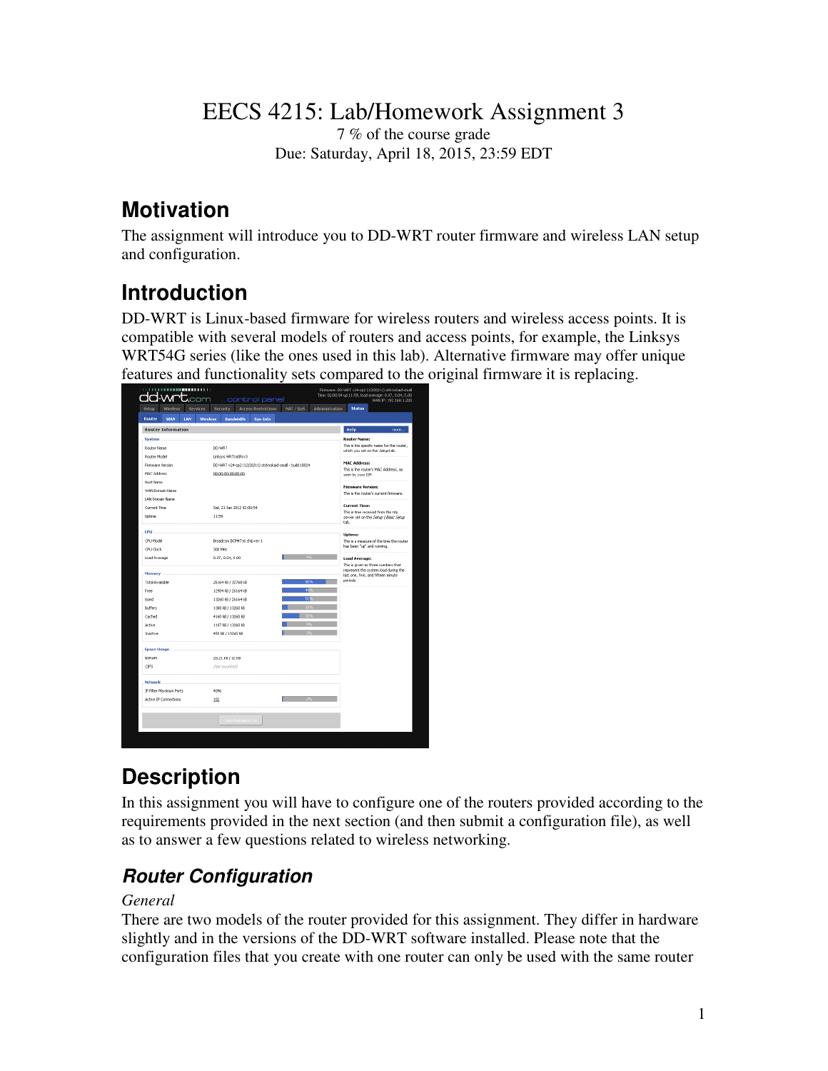# EECS 4215: Lab/Homework Assignment 3

7 % of the course grade

Due: Saturday, April 18, 2015, 23:59 EDT

## Motivation

The assignment will introduce you to DD-WRT router firmware and wireless LAN setup and configuration.

## Introduction

DD-WRT is Linux-based firmware for wireless routers and wireless access points. It is compatible with several models of routers and access points, for example, the Linksys WRT54G series (like the ones used in this lab). Alternative firmware may offer unique features and functionality sets compared to the original firmware it is replacing.

## Description

In this assignment you will have to configure one of the routers provided according to the requirements provided in the next section (and then submit a configuration file), as well as to answer a few questions related to wireless networking.

### *Router Configuration*

*General*

There are two models of the router provided for this assignment. They differ in hardware slightly and in the versions of the DD-WRT software installed. Please note that the configuration files that you create with one router can only be used with the same router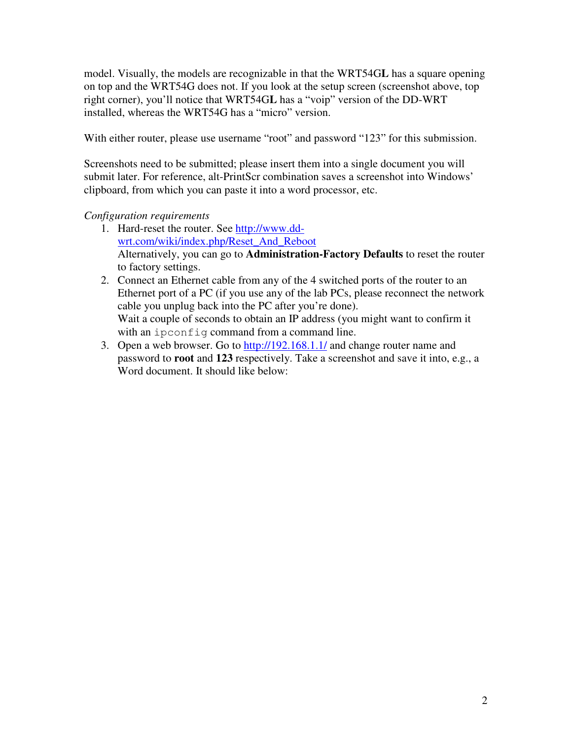model. Visually, the models are recognizable in that the WRT54G**L** has a square opening on top and the WRT54G does not. If you look at the setup screen (screenshot above, top right corner), you'll notice that WRT54G**L** has a "voip" version of the DD-WRT installed, whereas the WRT54G has a "micro" version.

With either router, please use username "root" and password "123" for this submission.

Screenshots need to be submitted; please insert them into a single document you will submit later. For reference, alt-PrintScr combination saves a screenshot into Windows' clipboard, from which you can paste it into a word processor, etc.

*Configuration requirements*

1. Hard-reset the router. See [http://www.dd-wrt.com/wiki/index.php/Reset_And_Reboot](http://www.dd-wrt.com/wiki/index.php/Reset_And_Reboot)
   Alternatively, you can go to **Administration-Factory Defaults** to reset the router to factory settings.
2. Connect an Ethernet cable from any of the 4 switched ports of the router to an Ethernet port of a PC (if you use any of the lab PCs, please reconnect the network cable you unplug back into the PC after you're done).
   Wait a couple of seconds to obtain an IP address (you might want to confirm it with an `ipconfig` command from a command line.
3. Open a web browser. Go to [http://192.168.1.1/](http://192.168.1.1/) and change router name and password to **root** and **123** respectively. Take a screenshot and save it into, e.g., a Word document. It should like below: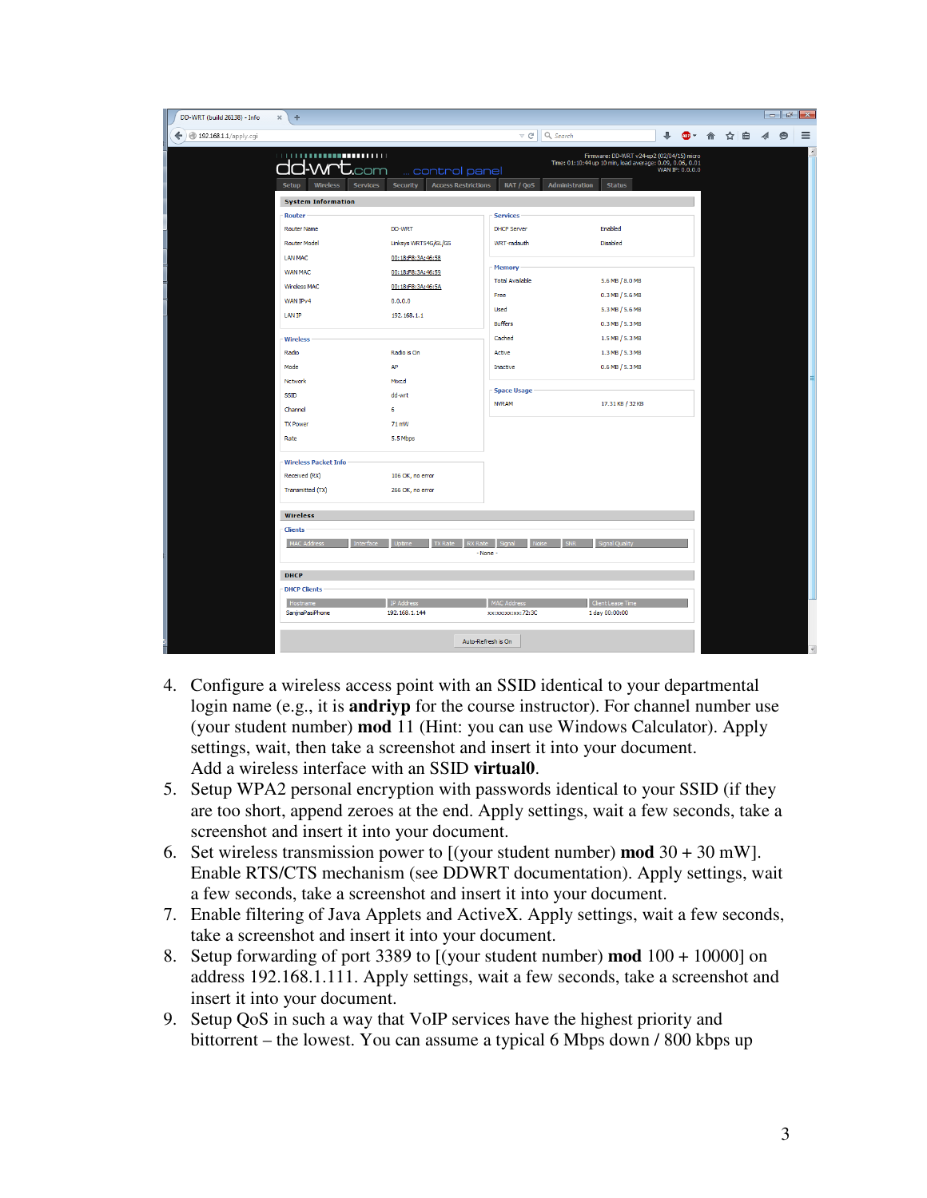4. Configure a wireless access point with an SSID identical to your departmental login name (e.g., it is **andriyp** for the course instructor). For channel number use (your student number) **mod** 11 (Hint: you can use Windows Calculator). Apply settings, wait, then take a screenshot and insert it into your document.
   Add a wireless interface with an SSID **virtual0**.
5. Setup WPA2 personal encryption with passwords identical to your SSID (if they are too short, append zeroes at the end. Apply settings, wait a few seconds, take a screenshot and insert it into your document.
6. Set wireless transmission power to [(your student number) **mod** 30 + 30 mW]. Enable RTS/CTS mechanism (see DDWRT documentation). Apply settings, wait a few seconds, take a screenshot and insert it into your document.
7. Enable filtering of Java Applets and ActiveX. Apply settings, wait a few seconds, take a screenshot and insert it into your document.
8. Setup forwarding of port 3389 to [(your student number) **mod** 100 + 10000] on address 192.168.1.111. Apply settings, wait a few seconds, take a screenshot and insert it into your document.
9. Setup QoS in such a way that VoIP services have the highest priority and bittorrent – the lowest. You can assume a typical 6 Mbps down / 800 kbps up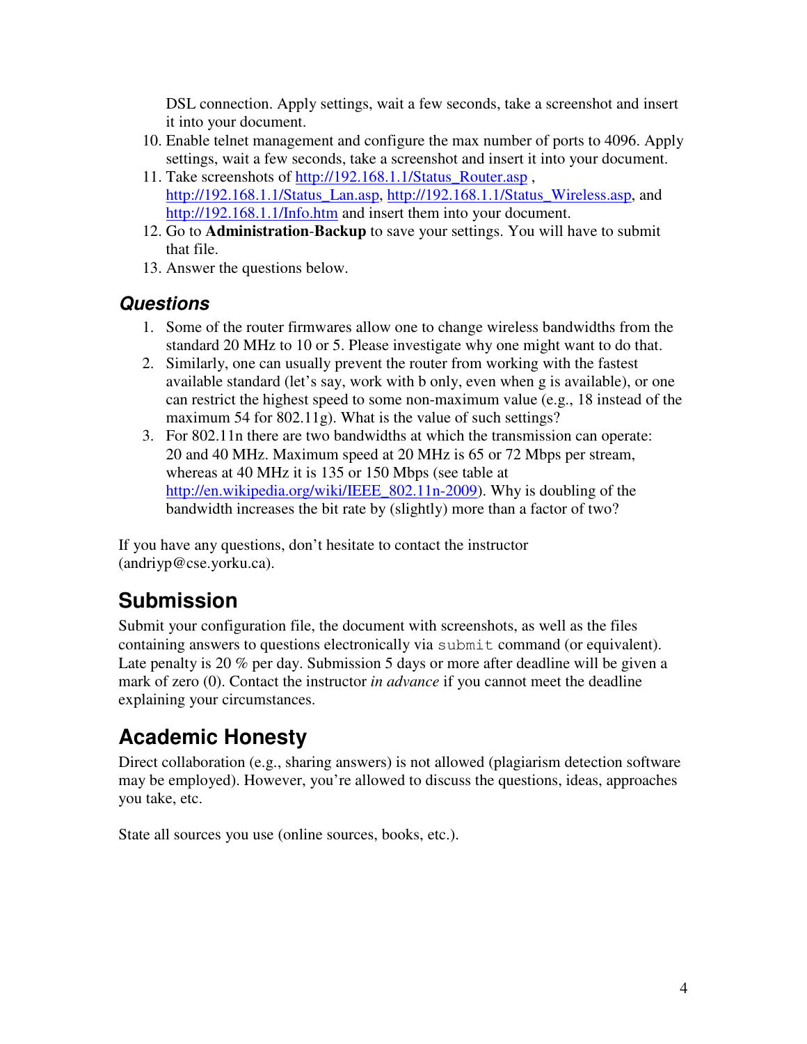DSL connection. Apply settings, wait a few seconds, take a screenshot and insert it into your document.

10. Enable telnet management and configure the max number of ports to 4096. Apply settings, wait a few seconds, take a screenshot and insert it into your document.
11. Take screenshots of http://192.168.1.1/Status_Router.asp , http://192.168.1.1/Status_Lan.asp, http://192.168.1.1/Status_Wireless.asp, and http://192.168.1.1/Info.htm and insert them into your document.
12. Go to **Administration**-**Backup** to save your settings. You will have to submit that file.
13. Answer the questions below.

### *Questions*

1. Some of the router firmwares allow one to change wireless bandwidths from the standard 20 MHz to 10 or 5. Please investigate why one might want to do that.
2. Similarly, one can usually prevent the router from working with the fastest available standard (let's say, work with b only, even when g is available), or one can restrict the highest speed to some non-maximum value (e.g., 18 instead of the maximum 54 for 802.11g). What is the value of such settings?
3. For 802.11n there are two bandwidths at which the transmission can operate: 20 and 40 MHz. Maximum speed at 20 MHz is 65 or 72 Mbps per stream, whereas at 40 MHz it is 135 or 150 Mbps (see table at http://en.wikipedia.org/wiki/IEEE_802.11n-2009). Why is doubling of the bandwidth increases the bit rate by (slightly) more than a factor of two?

If you have any questions, don't hesitate to contact the instructor (andriyp@cse.yorku.ca).

## Submission

Submit your configuration file, the document with screenshots, as well as the files containing answers to questions electronically via `submit` command (or equivalent). Late penalty is 20 % per day. Submission 5 days or more after deadline will be given a mark of zero (0). Contact the instructor *in advance* if you cannot meet the deadline explaining your circumstances.

## Academic Honesty

Direct collaboration (e.g., sharing answers) is not allowed (plagiarism detection software may be employed). However, you're allowed to discuss the questions, ideas, approaches you take, etc.

State all sources you use (online sources, books, etc.).